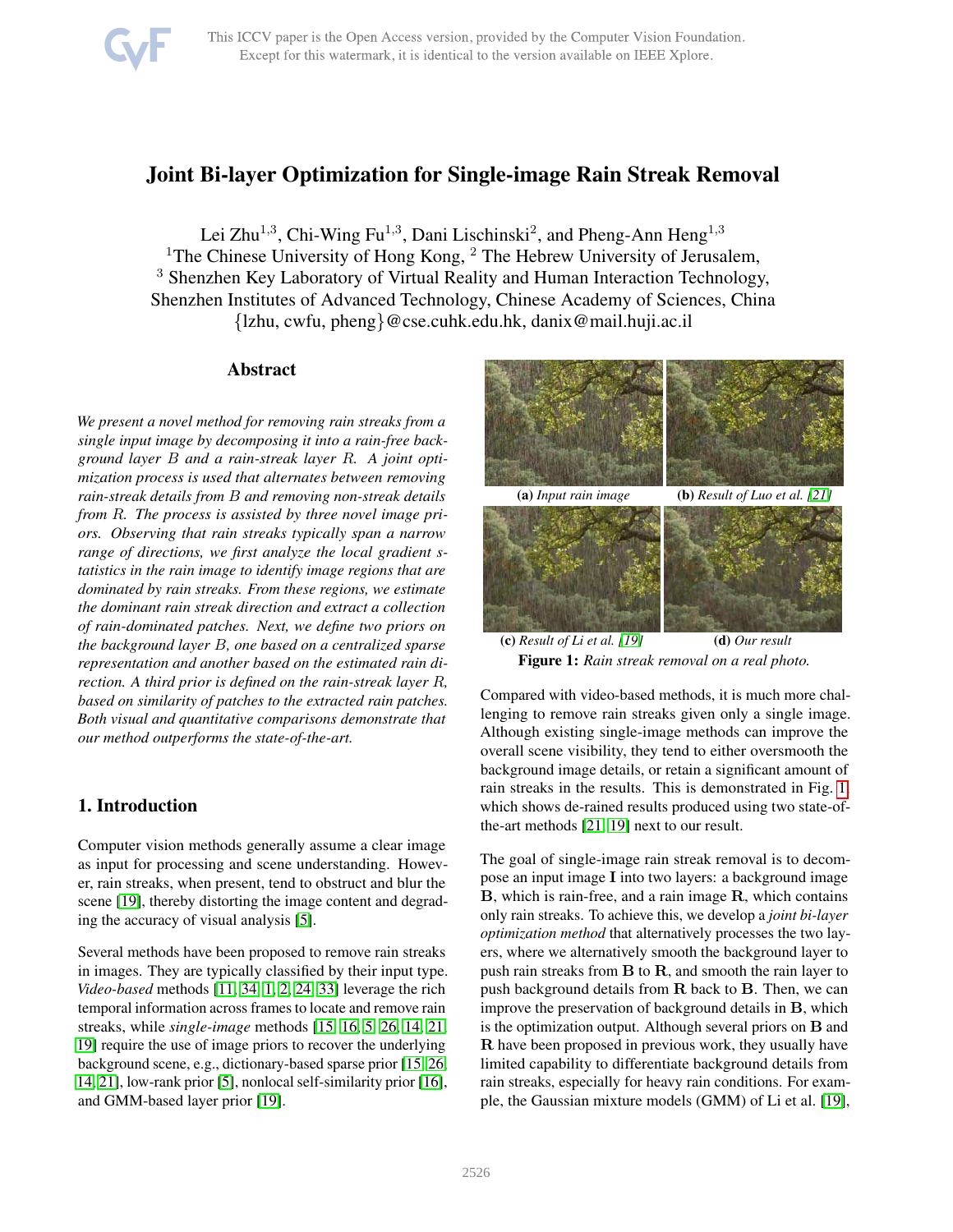# Joint Bi-layer Optimization for Single-image Rain Streak Removal

Lei Zhu[1,3], Chi-Wing Fu[1,3], Dani Lischinski[2], and Pheng-Ann Heng[1,3]

[1]The Chinese University of Hong Kong, [2] The Hebrew University of Jerusalem,

[3] Shenzhen Key Laboratory of Virtual Reality and Human Interaction Technology, Shenzhen Institutes of Advanced Technology, Chinese Academy of Sciences, China

{lzhu, cwfu, pheng}@cse.cuhk.edu.hk, danix@mail.huji.ac.il

## Abstract

*We present a novel method for removing rain streaks from a single input image by decomposing it into a rain-free background layer $B$ and a rain-streak layer $R$. A joint optimization process is used that alternates between removing rain-streak details from $B$ and removing non-streak details from $R$. The process is assisted by three novel image priors. Observing that rain streaks typically span a narrow range of directions, we first analyze the local gradient statistics in the rain image to identify image regions that are dominated by rain streaks. From these regions, we estimate the dominant rain streak direction and extract a collection of rain-dominated patches. Next, we define two priors on the background layer $B$, one based on a centralized sparse representation and another based on the estimated rain direction. A third prior is defined on the rain-streak layer $R$, based on similarity of patches to the extracted rain patches. Both visual and quantitative comparisons demonstrate that our method outperforms the state-of-the-art.*

## 1. Introduction

Computer vision methods generally assume a clear image as input for processing and scene understanding. However, rain streaks, when present, tend to obstruct and blur the scene [19], thereby distorting the image content and degrading the accuracy of visual analysis [5].

Several methods have been proposed to remove rain streaks in images. They are typically classified by their input type. *Video-based* methods [11, 34, 1, 2, 24, 33] leverage the rich temporal information across frames to locate and remove rain streaks, while *single-image* methods [15, 16, 5, 26, 14, 21, 19] require the use of image priors to recover the underlying background scene, e.g., dictionary-based sparse prior [15, 26, 14, 21], low-rank prior [5], nonlocal self-similarity prior [16], and GMM-based layer prior [19].

**(a)** *Input rain image* **(b)** *Result of Luo et al. [21]*

**(c)** *Result of Li et al. [19]* **(d)** *Our result*

**Figure 1:** *Rain streak removal on a real photo.*

Compared with video-based methods, it is much more challenging to remove rain streaks given only a single image. Although existing single-image methods can improve the overall scene visibility, they tend to either oversmooth the background image details, or retain a significant amount of rain streaks in the results. This is demonstrated in Fig. 1, which shows de-rained results produced using two state-of-the-art methods [21, 19] next to our result.

The goal of single-image rain streak removal is to decompose an input image $\mathbf{I}$ into two layers: a background image $\mathbf{B}$, which is rain-free, and a rain image $\mathbf{R}$, which contains only rain streaks. To achieve this, we develop a *joint bi-layer optimization method* that alternatively processes the two layers, where we alternatively smooth the background layer to push rain streaks from $\mathbf{B}$ to $\mathbf{R}$, and smooth the rain layer to push background details from $\mathbf{R}$ back to $\mathbf{B}$. Then, we can improve the preservation of background details in $\mathbf{B}$, which is the optimization output. Although several priors on $\mathbf{B}$ and $\mathbf{R}$ have been proposed in previous work, they usually have limited capability to differentiate background details from rain streaks, especially for heavy rain conditions. For example, the Gaussian mixture models (GMM) of Li et al. [19],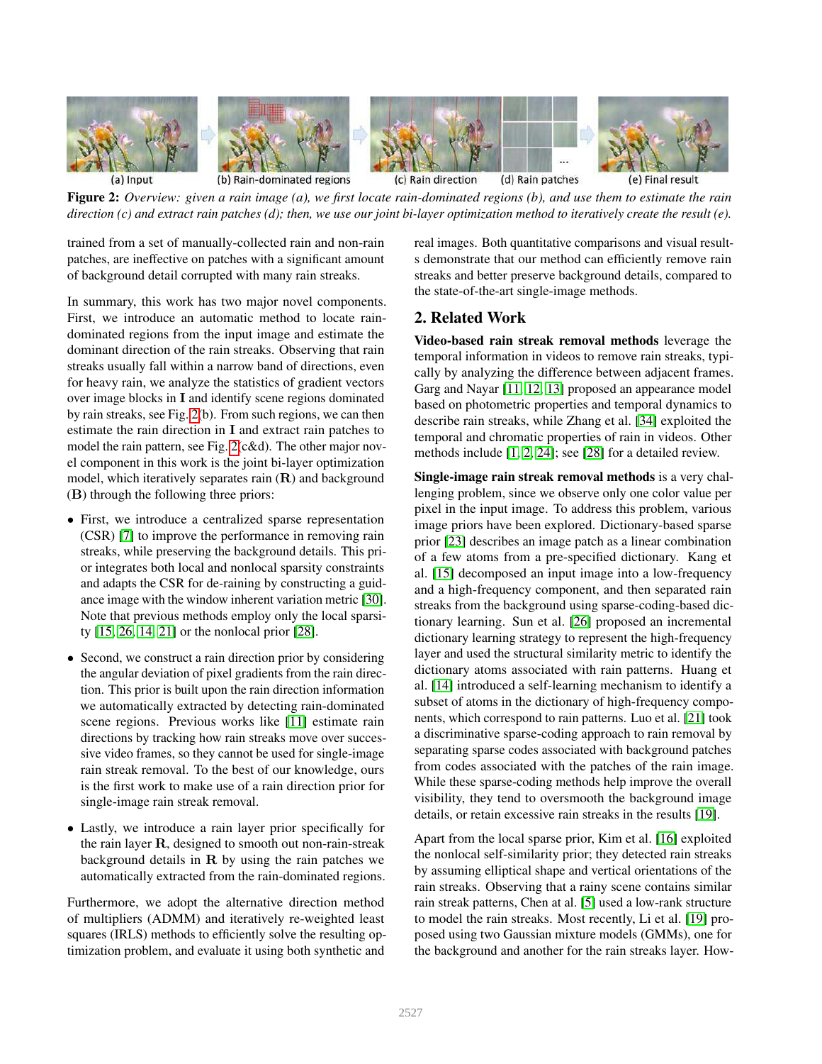(a) Input (b) Rain-dominated regions (c) Rain direction (d) Rain patches (e) Final result

**Figure 2:** *Overview: given a rain image (a), we first locate rain-dominated regions (b), and use them to estimate the rain direction (c) and extract rain patches (d); then, we use our joint bi-layer optimization method to iteratively create the result (e).*

trained from a set of manually-collected rain and non-rain patches, are ineffective on patches with a significant amount of background detail corrupted with many rain streaks.

In summary, this work has two major novel components. First, we introduce an automatic method to locate rain-dominated regions from the input image and estimate the dominant direction of the rain streaks. Observing that rain streaks usually fall within a narrow band of directions, even for heavy rain, we analyze the statistics of gradient vectors over image blocks in $\mathbf{I}$ and identify scene regions dominated by rain streaks, see Fig. 2(b). From such regions, we can then estimate the rain direction in $\mathbf{I}$ and extract rain patches to model the rain pattern, see Fig. 2(c&d). The other major novel component in this work is the joint bi-layer optimization model, which iteratively separates rain ($\mathbf{R}$) and background ($\mathbf{B}$) through the following three priors:

- First, we introduce a centralized sparse representation (CSR) [7] to improve the performance in removing rain streaks, while preserving the background details. This prior integrates both local and nonlocal sparsity constraints and adapts the CSR for de-raining by constructing a guidance image with the window inherent variation metric [30]. Note that previous methods employ only the local sparsity [15, 26, 14, 21] or the nonlocal prior [28].
- Second, we construct a rain direction prior by considering the angular deviation of pixel gradients from the rain direction. This prior is built upon the rain direction information we automatically extracted by detecting rain-dominated scene regions. Previous works like [11] estimate rain directions by tracking how rain streaks move over successive video frames, so they cannot be used for single-image rain streak removal. To the best of our knowledge, ours is the first work to make use of a rain direction prior for single-image rain streak removal.
- Lastly, we introduce a rain layer prior specifically for the rain layer $\mathbf{R}$, designed to smooth out non-rain-streak background details in $\mathbf{R}$ by using the rain patches we automatically extracted from the rain-dominated regions.

Furthermore, we adopt the alternative direction method of multipliers (ADMM) and iteratively re-weighted least squares (IRLS) methods to efficiently solve the resulting optimization problem, and evaluate it using both synthetic and real images. Both quantitative comparisons and visual results demonstrate that our method can efficiently remove rain streaks and better preserve background details, compared to the state-of-the-art single-image methods.

## 2. Related Work

**Video-based rain streak removal methods** leverage the temporal information in videos to remove rain streaks, typically by analyzing the difference between adjacent frames. Garg and Nayar [11, 12, 13] proposed an appearance model based on photometric properties and temporal dynamics to describe rain streaks, while Zhang et al. [34] exploited the temporal and chromatic properties of rain in videos. Other methods include [1, 2, 24]; see [28] for a detailed review.

**Single-image rain streak removal methods** is a very challenging problem, since we observe only one color value per pixel in the input image. To address this problem, various image priors have been explored. Dictionary-based sparse prior [23] describes an image patch as a linear combination of a few atoms from a pre-specified dictionary. Kang et al. [15] decomposed an input image into a low-frequency and a high-frequency component, and then separated rain streaks from the background using sparse-coding-based dictionary learning. Sun et al. [26] proposed an incremental dictionary learning strategy to represent the high-frequency layer and used the structural similarity metric to identify the dictionary atoms associated with rain patterns. Huang et al. [14] introduced a self-learning mechanism to identify a subset of atoms in the dictionary of high-frequency components, which correspond to rain patterns. Luo et al. [21] took a discriminative sparse-coding approach to rain removal by separating sparse codes associated with background patches from codes associated with the patches of the rain image. While these sparse-coding methods help improve the overall visibility, they tend to oversmooth the background image details, or retain excessive rain streaks in the results [19].

Apart from the local sparse prior, Kim et al. [16] exploited the nonlocal self-similarity prior; they detected rain streaks by assuming elliptical shape and vertical orientations of the rain streaks. Observing that a rainy scene contains similar rain streak patterns, Chen at al. [5] used a low-rank structure to model the rain streaks. Most recently, Li et al. [19] proposed using two Gaussian mixture models (GMMs), one for the background and another for the rain streaks layer. How-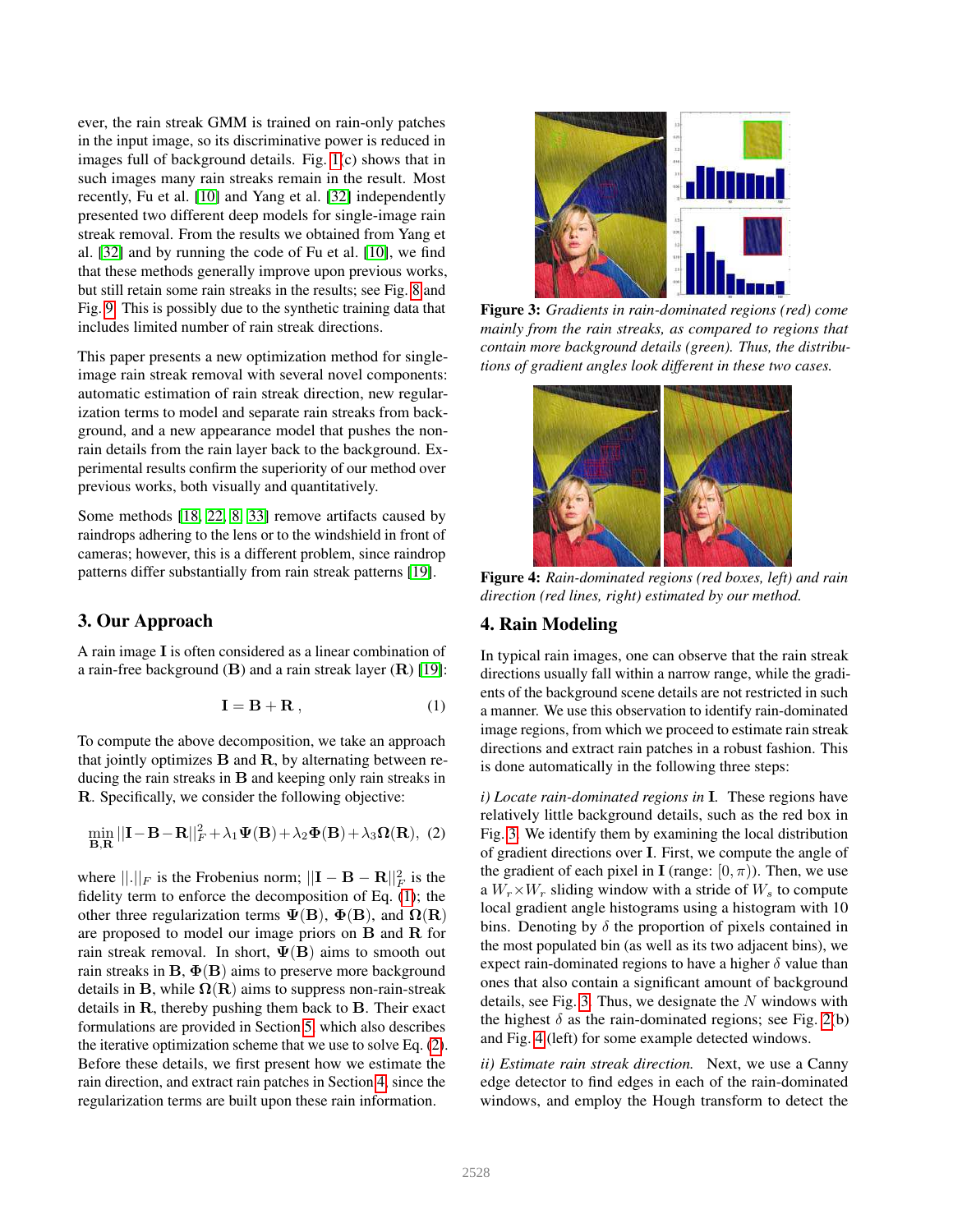ever, the rain streak GMM is trained on rain-only patches in the input image, so its discriminative power is reduced in images full of background details. Fig. 1(c) shows that in such images many rain streaks remain in the result. Most recently, Fu et al. [10] and Yang et al. [32] independently presented two different deep models for single-image rain streak removal. From the results we obtained from Yang et al. [32] and by running the code of Fu et al. [10], we find that these methods generally improve upon previous works, but still retain some rain streaks in the results; see Fig. 8 and Fig. 9. This is possibly due to the synthetic training data that includes limited number of rain streak directions.

This paper presents a new optimization method for single-image rain streak removal with several novel components: automatic estimation of rain streak direction, new regularization terms to model and separate rain streaks from background, and a new appearance model that pushes the non-rain details from the rain layer back to the background. Experimental results confirm the superiority of our method over previous works, both visually and quantitatively.

Some methods [18, 22, 8, 33] remove artifacts caused by raindrops adhering to the lens or to the windshield in front of cameras; however, this is a different problem, since raindrop patterns differ substantially from rain streak patterns [19].

## 3. Our Approach

A rain image $\mathbf{I}$ is often considered as a linear combination of a rain-free background ($\mathbf{B}$) and a rain streak layer ($\mathbf{R}$) [19]:

$$\mathbf{I} = \mathbf{B} + \mathbf{R}\,, \tag{1}$$

To compute the above decomposition, we take an approach that jointly optimizes $\mathbf{B}$ and $\mathbf{R}$, by alternating between reducing the rain streaks in $\mathbf{B}$ and keeping only rain streaks in $\mathbf{R}$. Specifically, we consider the following objective:

$$\min_{\mathbf{B},\mathbf{R}} ||\mathbf{I}-\mathbf{B}-\mathbf{R}||_F^2 + \lambda_1 \mathbf{\Psi}(\mathbf{B}) + \lambda_2 \mathbf{\Phi}(\mathbf{B}) + \lambda_3 \mathbf{\Omega}(\mathbf{R}), \tag{2}$$

where $||.||_F$ is the Frobenius norm; $||\mathbf{I} - \mathbf{B} - \mathbf{R}||_F^2$ is the fidelity term to enforce the decomposition of Eq. (1); the other three regularization terms $\mathbf{\Psi}(\mathbf{B})$, $\mathbf{\Phi}(\mathbf{B})$, and $\mathbf{\Omega}(\mathbf{R})$ are proposed to model our image priors on $\mathbf{B}$ and $\mathbf{R}$ for rain streak removal. In short, $\mathbf{\Psi}(\mathbf{B})$ aims to smooth out rain streaks in $\mathbf{B}$, $\mathbf{\Phi}(\mathbf{B})$ aims to preserve more background details in $\mathbf{B}$, while $\mathbf{\Omega}(\mathbf{R})$ aims to suppress non-rain-streak details in $\mathbf{R}$, thereby pushing them back to $\mathbf{B}$. Their exact formulations are provided in Section 5, which also describes the iterative optimization scheme that we use to solve Eq. (2). Before these details, we first present how we estimate the rain direction, and extract rain patches in Section 4, since the regularization terms are built upon these rain information.

**Figure 3:** *Gradients in rain-dominated regions (red) come mainly from the rain streaks, as compared to regions that contain more background details (green). Thus, the distributions of gradient angles look different in these two cases.*

**Figure 4:** *Rain-dominated regions (red boxes, left) and rain direction (red lines, right) estimated by our method.*

## 4. Rain Modeling

In typical rain images, one can observe that the rain streak directions usually fall within a narrow range, while the gradients of the background scene details are not restricted in such a manner. We use this observation to identify rain-dominated image regions, from which we proceed to estimate rain streak directions and extract rain patches in a robust fashion. This is done automatically in the following three steps:

*i) Locate rain-dominated regions in* $\mathbf{I}$. These regions have relatively little background details, such as the red box in Fig. 3. We identify them by examining the local distribution of gradient directions over $\mathbf{I}$. First, we compute the angle of the gradient of each pixel in $\mathbf{I}$ (range: $[0, \pi)$). Then, we use a $W_r \times W_r$ sliding window with a stride of $W_s$ to compute local gradient angle histograms using a histogram with 10 bins. Denoting by $\delta$ the proportion of pixels contained in the most populated bin (as well as its two adjacent bins), we expect rain-dominated regions to have a higher $\delta$ value than ones that also contain a significant amount of background details, see Fig. 3. Thus, we designate the $N$ windows with the highest $\delta$ as the rain-dominated regions; see Fig. 2(b) and Fig. 4(left) for some example detected windows.

*ii) Estimate rain streak direction.* Next, we use a Canny edge detector to find edges in each of the rain-dominated windows, and employ the Hough transform to detect the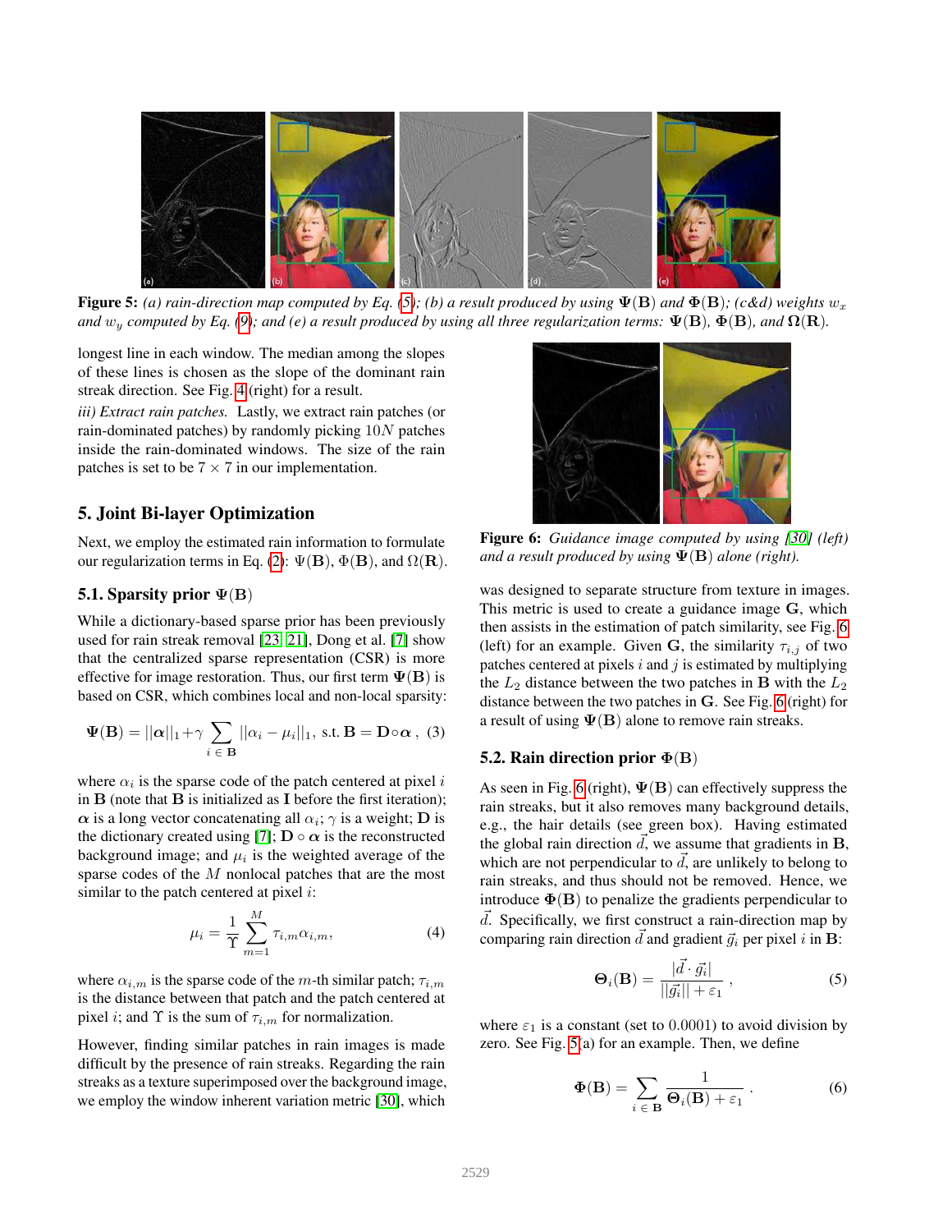**Figure 5:** *(a) rain-direction map computed by Eq. (5); (b) a result produced by using $\mathbf{\Psi}(\mathbf{B})$ and $\mathbf{\Phi}(\mathbf{B})$; (c&d) weights $w_x$ and $w_y$ computed by Eq. (9); and (e) a result produced by using all three regularization terms: $\mathbf{\Psi}(\mathbf{B})$, $\mathbf{\Phi}(\mathbf{B})$, and $\mathbf{\Omega}(\mathbf{R})$.*

longest line in each window. The median among the slopes of these lines is chosen as the slope of the dominant rain streak direction. See Fig. 4 (right) for a result.

*iii) Extract rain patches.* Lastly, we extract rain patches (or rain-dominated patches) by randomly picking $10N$ patches inside the rain-dominated windows. The size of the rain patches is set to be $7 \times 7$ in our implementation.

## 5. Joint Bi-layer Optimization

Next, we employ the estimated rain information to formulate our regularization terms in Eq. (2): $\Psi(\mathbf{B})$, $\Phi(\mathbf{B})$, and $\Omega(\mathbf{R})$.

### 5.1. Sparsity prior $\Psi(\mathbf{B})$

While a dictionary-based sparse prior has been previously used for rain streak removal [23, 21], Dong et al. [7] show that the centralized sparse representation (CSR) is more effective for image restoration. Thus, our first term $\mathbf{\Psi}(\mathbf{B})$ is based on CSR, which combines local and non-local sparsity:

$$\mathbf{\Psi}(\mathbf{B}) = ||\boldsymbol{\alpha}||_1 + \gamma \sum_{i \,\in\, \mathbf{B}} ||\alpha_i - \mu_i||_1, \text{ s.t. } \mathbf{B} = \mathbf{D} \circ \boldsymbol{\alpha}\,, \quad (3)$$

where $\alpha_i$ is the sparse code of the patch centered at pixel $i$ in $\mathbf{B}$ (note that $\mathbf{B}$ is initialized as $\mathbf{I}$ before the first iteration); $\boldsymbol{\alpha}$ is a long vector concatenating all $\alpha_i$; $\gamma$ is a weight; $\mathbf{D}$ is the dictionary created using [7]; $\mathbf{D} \circ \boldsymbol{\alpha}$ is the reconstructed background image; and $\mu_i$ is the weighted average of the sparse codes of the $M$ nonlocal patches that are the most similar to the patch centered at pixel $i$:

$$\mu_i = \frac{1}{\Upsilon} \sum_{m=1}^{M} \tau_{i,m} \alpha_{i,m}, \quad (4)$$

where $\alpha_{i,m}$ is the sparse code of the $m$-th similar patch; $\tau_{i,m}$ is the distance between that patch and the patch centered at pixel $i$; and $\Upsilon$ is the sum of $\tau_{i,m}$ for normalization.

However, finding similar patches in rain images is made difficult by the presence of rain streaks. Regarding the rain streaks as a texture superimposed over the background image, we employ the window inherent variation metric [30], which was designed to separate structure from texture in images. This metric is used to create a guidance image $\mathbf{G}$, which then assists in the estimation of patch similarity, see Fig. 6 (left) for an example. Given $\mathbf{G}$, the similarity $\tau_{i,j}$ of two patches centered at pixels $i$ and $j$ is estimated by multiplying the $L_2$ distance between the two patches in $\mathbf{B}$ with the $L_2$ distance between the two patches in $\mathbf{G}$. See Fig. 6 (right) for a result of using $\mathbf{\Psi}(\mathbf{B})$ alone to remove rain streaks.

**Figure 6:** *Guidance image computed by using [30] (left) and a result produced by using $\mathbf{\Psi}(\mathbf{B})$ alone (right).*

### 5.2. Rain direction prior $\mathbf{\Phi}(\mathbf{B})$

As seen in Fig. 6 (right), $\mathbf{\Psi}(\mathbf{B})$ can effectively suppress the rain streaks, but it also removes many background details, e.g., the hair details (see green box). Having estimated the global rain direction $\vec{d}$, we assume that gradients in $\mathbf{B}$, which are not perpendicular to $\vec{d}$, are unlikely to belong to rain streaks, and thus should not be removed. Hence, we introduce $\mathbf{\Phi}(\mathbf{B})$ to penalize the gradients perpendicular to $\vec{d}$. Specifically, we first construct a rain-direction map by comparing rain direction $\vec{d}$ and gradient $\vec{g}_i$ per pixel $i$ in $\mathbf{B}$:

$$\mathbf{\Theta}_i(\mathbf{B}) = \frac{|\vec{d} \cdot \vec{g}_i|}{||\vec{g}_i|| + \varepsilon_1}\,, \quad (5)$$

where $\varepsilon_1$ is a constant (set to $0.0001$) to avoid division by zero. See Fig. 5(a) for an example. Then, we define

$$\mathbf{\Phi}(\mathbf{B}) = \sum_{i \,\in\, \mathbf{B}} \frac{1}{\mathbf{\Theta}_i(\mathbf{B}) + \varepsilon_1}\,. \quad (6)$$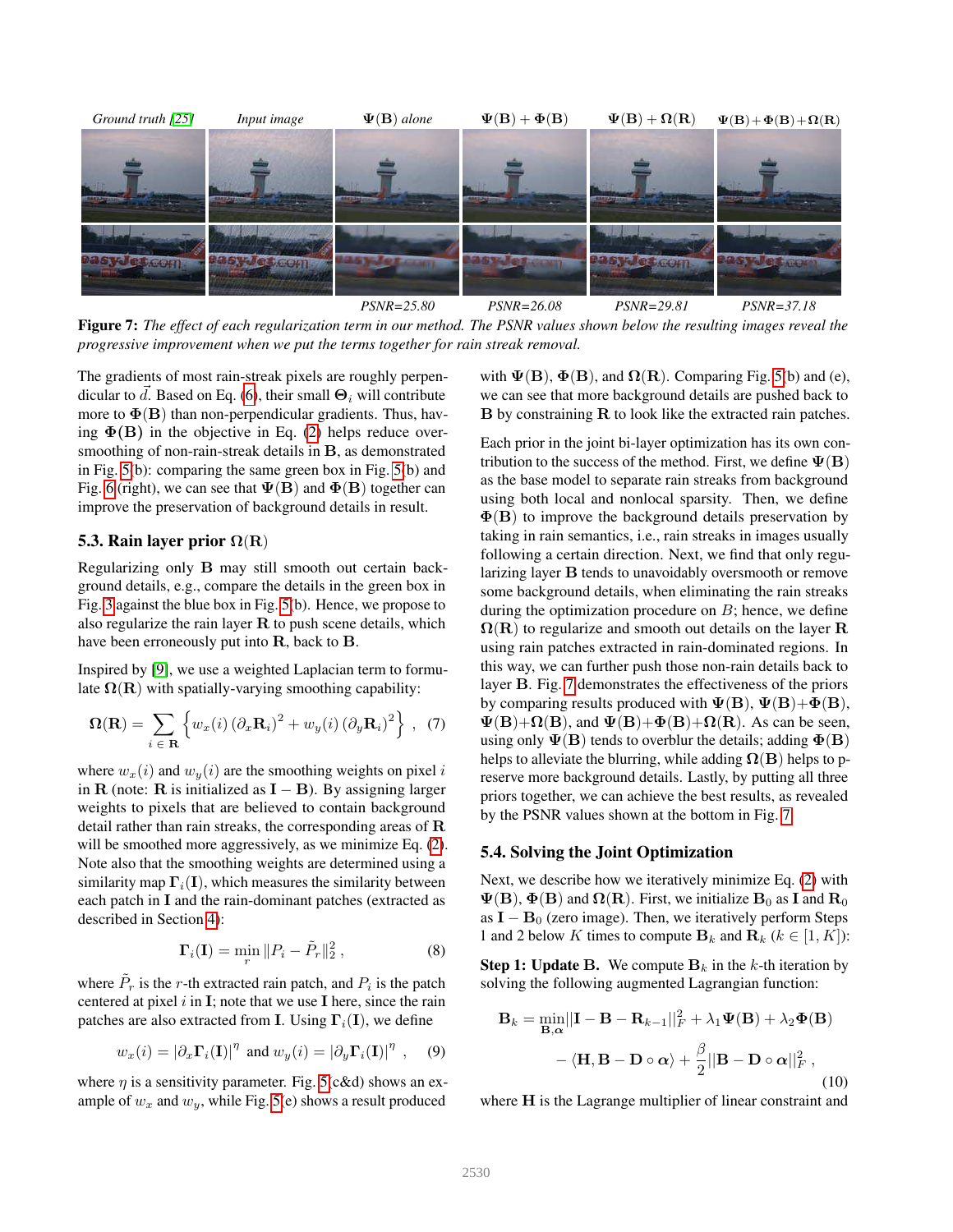| Ground truth [25] | Input image | $\Psi(\mathbf{B})$ alone | $\Psi(\mathbf{B}) + \Phi(\mathbf{B})$ | $\Psi(\mathbf{B}) + \Omega(\mathbf{R})$ | $\Psi(\mathbf{B})+\Phi(\mathbf{B})+\Omega(\mathbf{R})$ |
|---|---|---|---|---|---|
| | | PSNR=25.80 | PSNR=26.08 | PSNR=29.81 | PSNR=37.18 |

**Figure 7:** *The effect of each regularization term in our method. The PSNR values shown below the resulting images reveal the progressive improvement when we put the terms together for rain streak removal.*

The gradients of most rain-streak pixels are roughly perpendicular to $\vec{d}$. Based on Eq. (6), their small $\Theta_i$ will contribute more to $\Phi(\mathbf{B})$ than non-perpendicular gradients. Thus, having $\Phi(\mathbf{B})$ in the objective in Eq. (2) helps reduce oversmoothing of non-rain-streak details in $\mathbf{B}$, as demonstrated in Fig. 5(b): comparing the same green box in Fig. 5(b) and Fig. 6 (right), we can see that $\Psi(\mathbf{B})$ and $\Phi(\mathbf{B})$ together can improve the preservation of background details in result.

### 5.3. Rain layer prior $\Omega(\mathbf{R})$

Regularizing only $\mathbf{B}$ may still smooth out certain background details, e.g., compare the details in the green box in Fig. 3 against the blue box in Fig. 5(b). Hence, we propose to also regularize the rain layer $\mathbf{R}$ to push scene details, which have been erroneously put into $\mathbf{R}$, back to $\mathbf{B}$.

Inspired by [9], we use a weighted Laplacian term to formulate $\Omega(\mathbf{R})$ with spatially-varying smoothing capability:

$$\Omega(\mathbf{R}) = \sum_{i\,\in\,\mathbf{R}} \left\{ w_x(i)\left(\partial_x \mathbf{R}_i\right)^2 + w_y(i)\left(\partial_y \mathbf{R}_i\right)^2 \right\} \;, \quad (7)$$

where $w_x(i)$ and $w_y(i)$ are the smoothing weights on pixel $i$ in $\mathbf{R}$ (note: $\mathbf{R}$ is initialized as $\mathbf{I} - \mathbf{B}$). By assigning larger weights to pixels that are believed to contain background detail rather than rain streaks, the corresponding areas of $\mathbf{R}$ will be smoothed more aggressively, as we minimize Eq. (2). Note also that the smoothing weights are determined using a similarity map $\Gamma_i(\mathbf{I})$, which measures the similarity between each patch in $\mathbf{I}$ and the rain-dominant patches (extracted as described in Section 4):

$$\Gamma_i(\mathbf{I}) = \min_r \|P_i - \tilde{P}_r\|_2^2 \;, \quad (8)$$

where $\tilde{P}_r$ is the $r$-th extracted rain patch, and $P_i$ is the patch centered at pixel $i$ in $\mathbf{I}$; note that we use $\mathbf{I}$ here, since the rain patches are also extracted from $\mathbf{I}$. Using $\Gamma_i(\mathbf{I})$, we define

$$w_x(i) = |\partial_x \Gamma_i(\mathbf{I})|^\eta \;\text{ and }\; w_y(i) = |\partial_y \Gamma_i(\mathbf{I})|^\eta \;, \quad (9)$$

where $\eta$ is a sensitivity parameter. Fig. 5(c&d) shows an example of $w_x$ and $w_y$, while Fig. 5(e) shows a result produced with $\Psi(\mathbf{B})$, $\Phi(\mathbf{B})$, and $\Omega(\mathbf{R})$. Comparing Fig. 5(b) and (e), we can see that more background details are pushed back to $\mathbf{B}$ by constraining $\mathbf{R}$ to look like the extracted rain patches.

Each prior in the joint bi-layer optimization has its own contribution to the success of the method. First, we define $\Psi(\mathbf{B})$ as the base model to separate rain streaks from background using both local and nonlocal sparsity. Then, we define $\Phi(\mathbf{B})$ to improve the background details preservation by taking in rain semantics, i.e., rain streaks in images usually following a certain direction. Next, we find that only regularizing layer $\mathbf{B}$ tends to unavoidably oversmooth or remove some background details, when eliminating the rain streaks during the optimization procedure on $B$; hence, we define $\Omega(\mathbf{R})$ to regularize and smooth out details on the layer $\mathbf{R}$ using rain patches extracted in rain-dominated regions. In this way, we can further push those non-rain details back to layer $\mathbf{B}$. Fig. 7 demonstrates the effectiveness of the priors by comparing results produced with $\Psi(\mathbf{B})$, $\Psi(\mathbf{B})+\Phi(\mathbf{B})$, $\Psi(\mathbf{B})+\Omega(\mathbf{B})$, and $\Psi(\mathbf{B})+\Phi(\mathbf{B})+\Omega(\mathbf{R})$. As can be seen, using only $\Psi(\mathbf{B})$ tends to overblur the details; adding $\Phi(\mathbf{B})$ helps to alleviate the blurring, while adding $\Omega(\mathbf{B})$ helps to preserve more background details. Lastly, by putting all three priors together, we can achieve the best results, as revealed by the PSNR values shown at the bottom in Fig. 7.

### 5.4. Solving the Joint Optimization

Next, we describe how we iteratively minimize Eq. (2) with $\Psi(\mathbf{B})$, $\Phi(\mathbf{B})$ and $\Omega(\mathbf{R})$. First, we initialize $\mathbf{B}_0$ as $\mathbf{I}$ and $\mathbf{R}_0$ as $\mathbf{I} - \mathbf{B}_0$ (zero image). Then, we iteratively perform Steps 1 and 2 below $K$ times to compute $\mathbf{B}_k$ and $\mathbf{R}_k$ ($k \in [1, K]$):

**Step 1: Update B.** We compute $\mathbf{B}_k$ in the $k$-th iteration by solving the following augmented Lagrangian function:

$$\mathbf{B}_k = \min_{\mathbf{B},\boldsymbol{\alpha}} ||\mathbf{I} - \mathbf{B} - \mathbf{R}_{k-1}||_F^2 + \lambda_1 \Psi(\mathbf{B}) + \lambda_2 \Phi(\mathbf{B}) - \langle \mathbf{H}, \mathbf{B} - \mathbf{D} \circ \boldsymbol{\alpha} \rangle + \frac{\beta}{2} ||\mathbf{B} - \mathbf{D} \circ \boldsymbol{\alpha}||_F^2 \;, \quad (10)$$

where $\mathbf{H}$ is the Lagrange multiplier of linear constraint and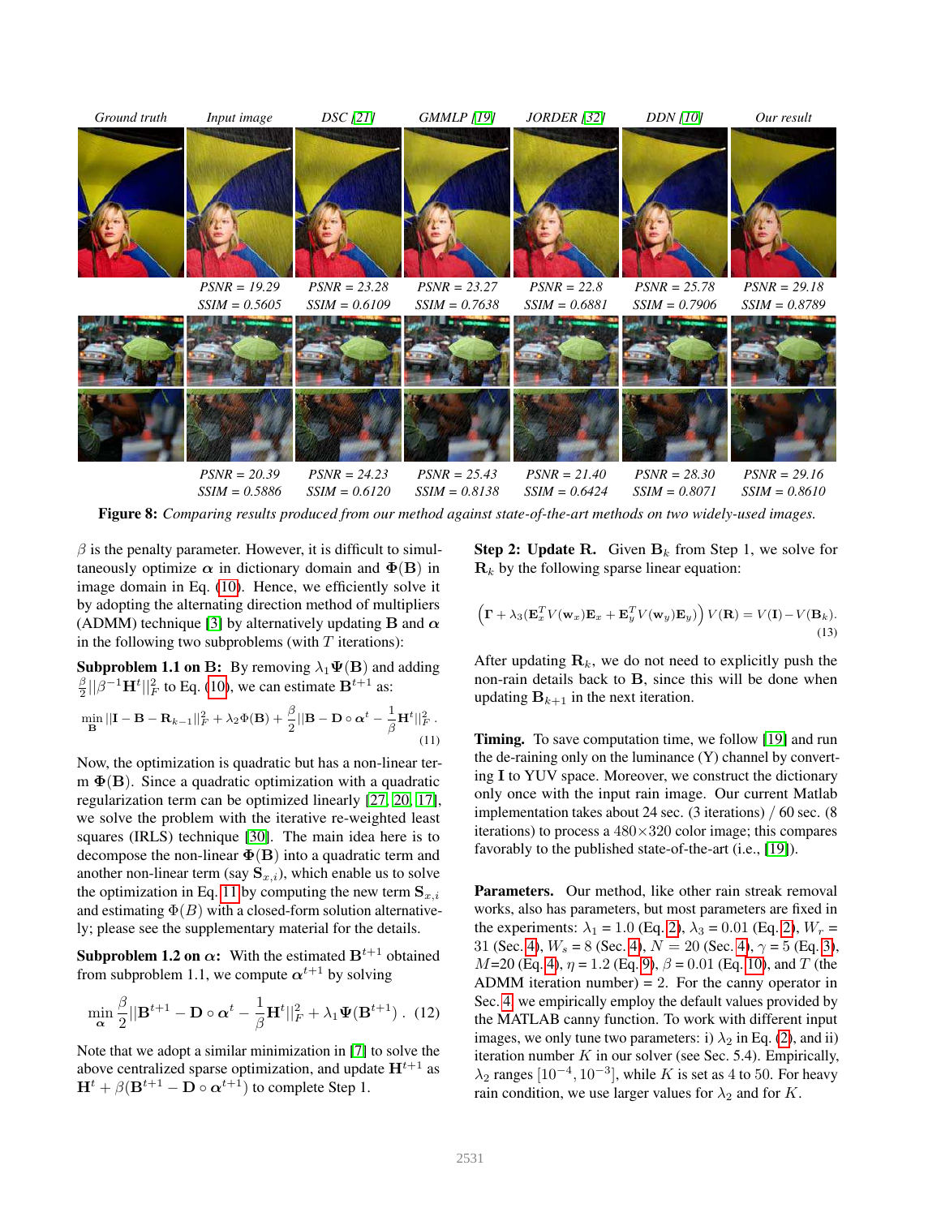| | Ground truth | Input image | DSC [21] | GMMLP [19] | JORDER [32] | DDN [10] | Our result |
|---|---|---|---|---|---|---|---|
| PSNR | | 19.29 | 23.28 | 23.27 | 22.8 | 25.78 | 29.18 |
| SSIM | | 0.5605 | 0.6109 | 0.7638 | 0.6881 | 0.7906 | 0.8789 |
| PSNR | | 20.39 | 24.23 | 25.43 | 21.40 | 28.30 | 29.16 |
| SSIM | | 0.5886 | 0.6120 | 0.8138 | 0.6424 | 0.8071 | 0.8610 |

**Figure 8:** *Comparing results produced from our method against state-of-the-art methods on two widely-used images.*

$\beta$ is the penalty parameter. However, it is difficult to simultaneously optimize $\boldsymbol{\alpha}$ in dictionary domain and $\boldsymbol{\Phi}(\mathbf{B})$ in image domain in Eq. (10). Hence, we efficiently solve it by adopting the alternating direction method of multipliers (ADMM) technique [3] by alternatively updating $\mathbf{B}$ and $\boldsymbol{\alpha}$ in the following two subproblems (with $T$ iterations):

**Subproblem 1.1 on B:** By removing $\lambda_1\boldsymbol{\Psi}(\mathbf{B})$ and adding $\frac{\beta}{2}||\beta^{-1}\mathbf{H}^t||_F^2$ to Eq. (10), we can estimate $\mathbf{B}^{t+1}$ as:

$$\min_{\mathbf{B}} ||\mathbf{I}-\mathbf{B}-\mathbf{R}_{k-1}||_F^2 + \lambda_2\Phi(\mathbf{B}) + \frac{\beta}{2}||\mathbf{B}-\mathbf{D}\circ\boldsymbol{\alpha}^t - \frac{1}{\beta}\mathbf{H}^t||_F^2 \,. \tag{11}$$

Now, the optimization is quadratic but has a non-linear term $\boldsymbol{\Phi}(\mathbf{B})$. Since a quadratic optimization with a quadratic regularization term can be optimized linearly [27, 20, 17], we solve the problem with the iterative re-weighted least squares (IRLS) technique [30]. The main idea here is to decompose the non-linear $\boldsymbol{\Phi}(\mathbf{B})$ into a quadratic term and another non-linear term (say $\mathbf{S}_{x,i}$), which enable us to solve the optimization in Eq. 11 by computing the new term $\mathbf{S}_{x,i}$ and estimating $\Phi(B)$ with a closed-form solution alternatively; please see the supplementary material for the details.

**Subproblem 1.2 on $\boldsymbol{\alpha}$:** With the estimated $\mathbf{B}^{t+1}$ obtained from subproblem 1.1, we compute $\boldsymbol{\alpha}^{t+1}$ by solving

$$\min_{\boldsymbol{\alpha}} \frac{\beta}{2}||\mathbf{B}^{t+1}-\mathbf{D}\circ\boldsymbol{\alpha}^t - \frac{1}{\beta}\mathbf{H}^t||_F^2 + \lambda_1\boldsymbol{\Psi}(\mathbf{B}^{t+1}) \,. \tag{12}$$

Note that we adopt a similar minimization in [7] to solve the above centralized sparse optimization, and update $\mathbf{H}^{t+1}$ as $\mathbf{H}^t + \beta(\mathbf{B}^{t+1} - \mathbf{D}\circ\boldsymbol{\alpha}^{t+1})$ to complete Step 1.

**Step 2: Update R.** Given $\mathbf{B}_k$ from Step 1, we solve for $\mathbf{R}_k$ by the following sparse linear equation:

$$\left(\boldsymbol{\Gamma} + \lambda_3(\mathbf{E}_x^T V(\mathbf{w}_x)\mathbf{E}_x + \mathbf{E}_y^T V(\mathbf{w}_y)\mathbf{E}_y)\right) V(\mathbf{R}) = V(\mathbf{I}) - V(\mathbf{B}_k). \tag{13}$$

After updating $\mathbf{R}_k$, we do not need to explicitly push the non-rain details back to $\mathbf{B}$, since this will be done when updating $\mathbf{B}_{k+1}$ in the next iteration.

**Timing.** To save computation time, we follow [19] and run the de-raining only on the luminance (Y) channel by converting $\mathbf{I}$ to YUV space. Moreover, we construct the dictionary only once with the input rain image. Our current Matlab implementation takes about 24 sec. (3 iterations) / 60 sec. (8 iterations) to process a $480\times320$ color image; this compares favorably to the published state-of-the-art (i.e., [19]).

**Parameters.** Our method, like other rain streak removal works, also has parameters, but most parameters are fixed in the experiments: $\lambda_1$ = 1.0 (Eq. 2), $\lambda_3$ = 0.01 (Eq. 2), $W_r$ = 31 (Sec. 4), $W_s$ = 8 (Sec. 4), $N$ = 20 (Sec. 4), $\gamma$ = 5 (Eq. 3), $M$=20 (Eq. 4), $\eta$ = 1.2 (Eq. 9), $\beta$ = 0.01 (Eq. 10), and $T$ (the ADMM iteration number) = 2. For the canny operator in Sec. 4, we empirically employ the default values provided by the MATLAB canny function. To work with different input images, we only tune two parameters: i) $\lambda_2$ in Eq. (2), and ii) iteration number $K$ in our solver (see Sec. 5.4). Empirically, $\lambda_2$ ranges $[10^{-4}, 10^{-3}]$, while $K$ is set as 4 to 50. For heavy rain condition, we use larger values for $\lambda_2$ and for $K$.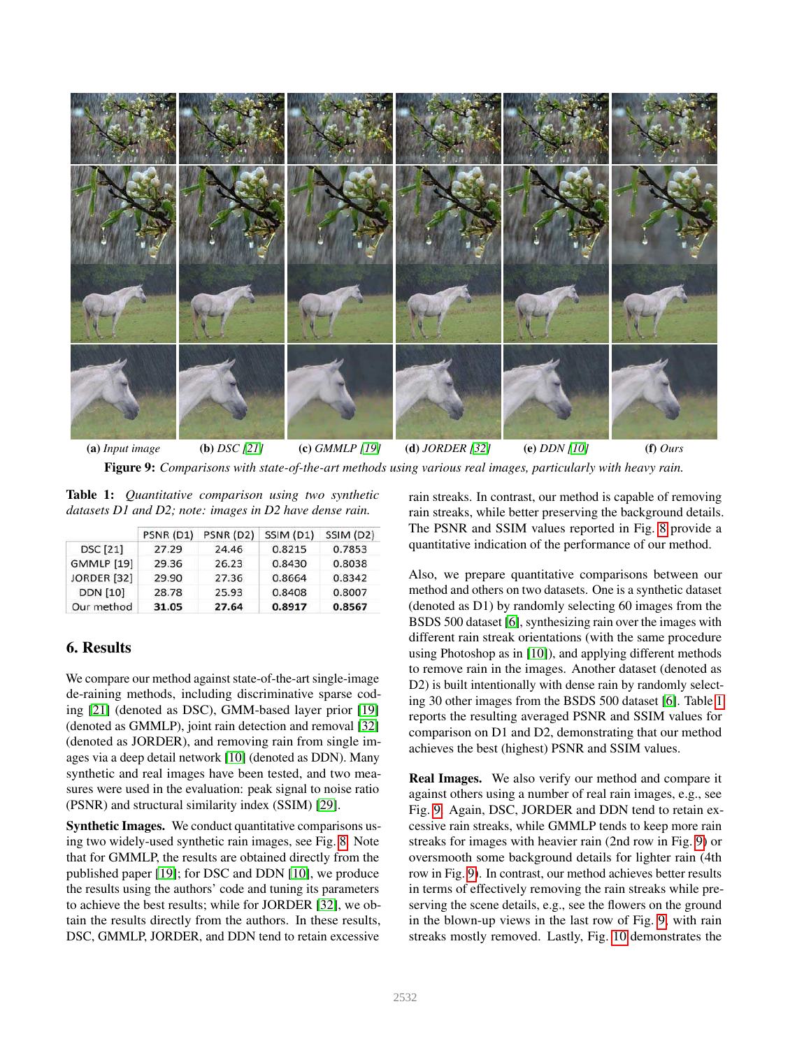(a) *Input image* (b) *DSC [21]* (c) *GMMLP [19]* (d) *JORDER [32]* (e) *DDN [10]* (f) *Ours*

**Figure 9:** *Comparisons with state-of-the-art methods using various real images, particularly with heavy rain.*

**Table 1:** *Quantitative comparison using two synthetic datasets D1 and D2; note: images in D2 have dense rain.*

| | PSNR (D1) | PSNR (D2) | SSIM (D1) | SSIM (D2) |
|---|---|---|---|---|
| DSC [21] | 27.29 | 24.46 | 0.8215 | 0.7853 |
| GMMLP [19] | 29.36 | 26.23 | 0.8430 | 0.8038 |
| JORDER [32] | 29.90 | 27.36 | 0.8664 | 0.8342 |
| DDN [10] | 28.78 | 25.93 | 0.8408 | 0.8007 |
| Our method | **31.05** | **27.64** | **0.8917** | **0.8567** |

## 6. Results

We compare our method against state-of-the-art single-image de-raining methods, including discriminative sparse coding [21] (denoted as DSC), GMM-based layer prior [19] (denoted as GMMLP), joint rain detection and removal [32] (denoted as JORDER), and removing rain from single images via a deep detail network [10] (denoted as DDN). Many synthetic and real images have been tested, and two measures were used in the evaluation: peak signal to noise ratio (PSNR) and structural similarity index (SSIM) [29].

**Synthetic Images.** We conduct quantitative comparisons using two widely-used synthetic rain images, see Fig. 8. Note that for GMMLP, the results are obtained directly from the published paper [19]; for DSC and DDN [10], we produce the results using the authors' code and tuning its parameters to achieve the best results; while for JORDER [32], we obtain the results directly from the authors. In these results, DSC, GMMLP, JORDER, and DDN tend to retain excessive rain streaks. In contrast, our method is capable of removing rain streaks, while better preserving the background details. The PSNR and SSIM values reported in Fig. 8 provide a quantitative indication of the performance of our method.

Also, we prepare quantitative comparisons between our method and others on two datasets. One is a synthetic dataset (denoted as D1) by randomly selecting 60 images from the BSDS 500 dataset [6], synthesizing rain over the images with different rain streak orientations (with the same procedure using Photoshop as in [10]), and applying different methods to remove rain in the images. Another dataset (denoted as D2) is built intentionally with dense rain by randomly selecting 30 other images from the BSDS 500 dataset [6]. Table 1 reports the resulting averaged PSNR and SSIM values for comparison on D1 and D2, demonstrating that our method achieves the best (highest) PSNR and SSIM values.

**Real Images.** We also verify our method and compare it against others using a number of real rain images, e.g., see Fig. 9. Again, DSC, JORDER and DDN tend to retain excessive rain streaks, while GMMLP tends to keep more rain streaks for images with heavier rain (2nd row in Fig. 9) or oversmooth some background details for lighter rain (4th row in Fig. 9). In contrast, our method achieves better results in terms of effectively removing the rain streaks while preserving the scene details, e.g., see the flowers on the ground in the blown-up views in the last row of Fig. 9, with rain streaks mostly removed. Lastly, Fig. 10 demonstrates the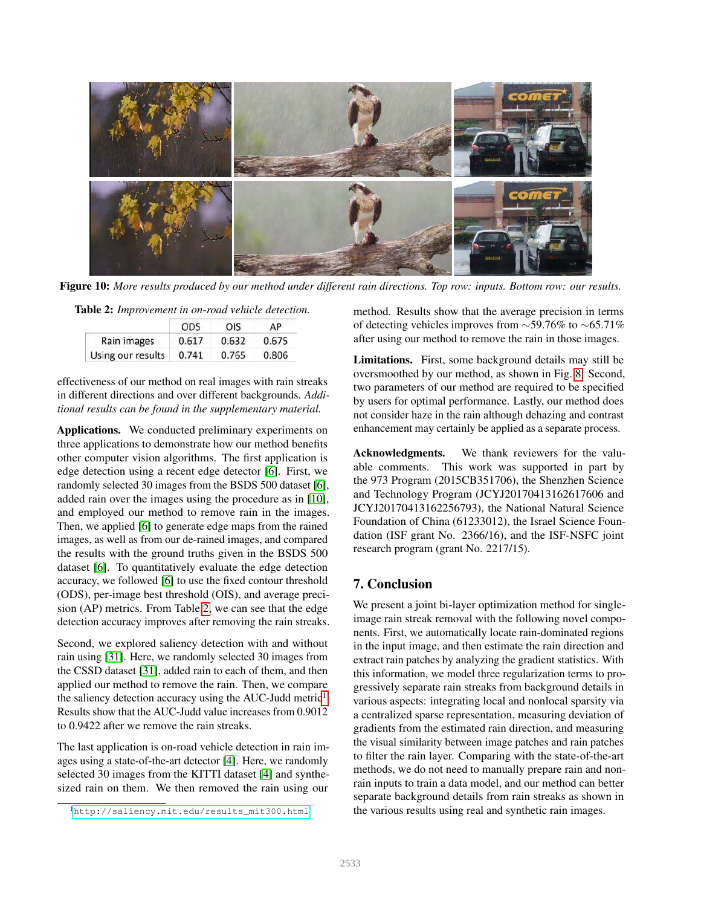**Figure 10:** *More results produced by our method under different rain directions. Top row: inputs. Bottom row: our results.*

**Table 2:** *Improvement in on-road vehicle detection.*

| | ODS | OIS | AP |
|---|---|---|---|
| Rain images | 0.617 | 0.632 | 0.675 |
| Using our results | 0.741 | 0.765 | 0.806 |

effectiveness of our method on real images with rain streaks in different directions and over different backgrounds. *Additional results can be found in the supplementary material.*

**Applications.** We conducted preliminary experiments on three applications to demonstrate how our method benefits other computer vision algorithms. The first application is edge detection using a recent edge detector [6]. First, we randomly selected 30 images from the BSDS 500 dataset [6], added rain over the images using the procedure as in [10], and employed our method to remove rain in the images. Then, we applied [6] to generate edge maps from the rained images, as well as from our de-rained images, and compared the results with the ground truths given in the BSDS 500 dataset [6]. To quantitatively evaluate the edge detection accuracy, we followed [6] to use the fixed contour threshold (ODS), per-image best threshold (OIS), and average precision (AP) metrics. From Table 2, we can see that the edge detection accuracy improves after removing the rain streaks.

Second, we explored saliency detection with and without rain using [31]. Here, we randomly selected 30 images from the CSSD dataset [31], added rain to each of them, and then applied our method to remove the rain. Then, we compare the saliency detection accuracy using the AUC-Judd metric[1]. Results show that the AUC-Judd value increases from 0.9012 to 0.9422 after we remove the rain streaks.

The last application is on-road vehicle detection in rain images using a state-of-the-art detector [4]. Here, we randomly selected 30 images from the KITTI dataset [4] and synthesized rain on them. We then removed the rain using our method. Results show that the average precision in terms of detecting vehicles improves from ∼59.76% to ∼65.71% after using our method to remove the rain in those images.

[1] http://saliency.mit.edu/results_mit300.html

**Limitations.** First, some background details may still be oversmoothed by our method, as shown in Fig. 8. Second, two parameters of our method are required to be specified by users for optimal performance. Lastly, our method does not consider haze in the rain although dehazing and contrast enhancement may certainly be applied as a separate process.

**Acknowledgments.** We thank reviewers for the valuable comments. This work was supported in part by the 973 Program (2015CB351706), the Shenzhen Science and Technology Program (JCYJ20170413162617606 and JCYJ20170413162256793), the National Natural Science Foundation of China (61233012), the Israel Science Foundation (ISF grant No. 2366/16), and the ISF-NSFC joint research program (grant No. 2217/15).

## 7. Conclusion

We present a joint bi-layer optimization method for single-image rain streak removal with the following novel components. First, we automatically locate rain-dominated regions in the input image, and then estimate the rain direction and extract rain patches by analyzing the gradient statistics. With this information, we model three regularization terms to progressively separate rain streaks from background details in various aspects: integrating local and nonlocal sparsity via a centralized sparse representation, measuring deviation of gradients from the estimated rain direction, and measuring the visual similarity between image patches and rain patches to filter the rain layer. Comparing with the state-of-the-art methods, we do not need to manually prepare rain and non-rain inputs to train a data model, and our method can better separate background details from rain streaks as shown in the various results using real and synthetic rain images.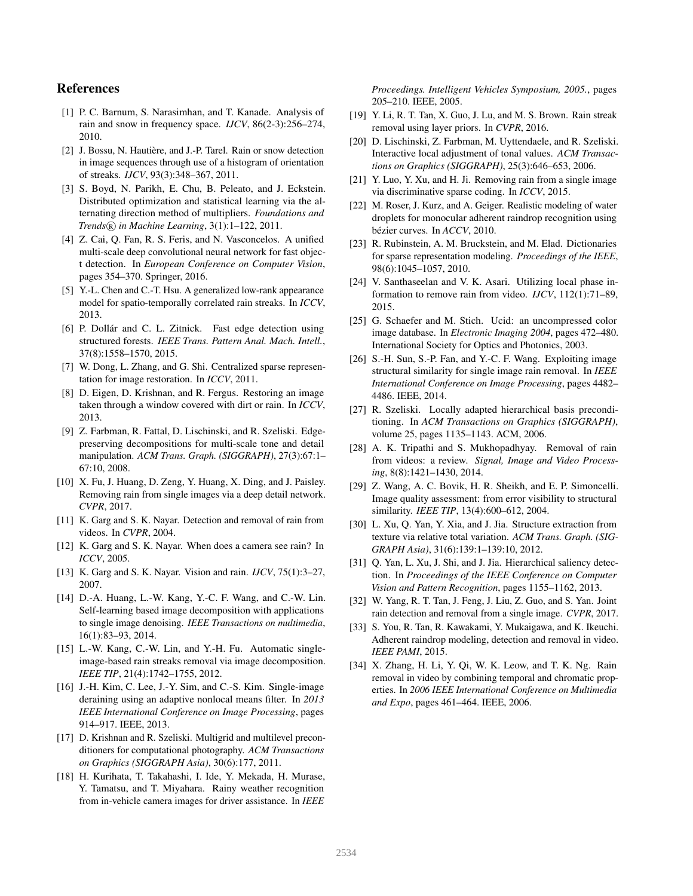## References

[1] P. C. Barnum, S. Narasimhan, and T. Kanade. Analysis of rain and snow in frequency space. *IJCV*, 86(2-3):256–274, 2010.

[2] J. Bossu, N. Hautière, and J.-P. Tarel. Rain or snow detection in image sequences through use of a histogram of orientation of streaks. *IJCV*, 93(3):348–367, 2011.

[3] S. Boyd, N. Parikh, E. Chu, B. Peleato, and J. Eckstein. Distributed optimization and statistical learning via the alternating direction method of multipliers. *Foundations and Trends® in Machine Learning*, 3(1):1–122, 2011.

[4] Z. Cai, Q. Fan, R. S. Feris, and N. Vasconcelos. A unified multi-scale deep convolutional neural network for fast object detection. In *European Conference on Computer Vision*, pages 354–370. Springer, 2016.

[5] Y.-L. Chen and C.-T. Hsu. A generalized low-rank appearance model for spatio-temporally correlated rain streaks. In *ICCV*, 2013.

[6] P. Dollár and C. L. Zitnick. Fast edge detection using structured forests. *IEEE Trans. Pattern Anal. Mach. Intell.*, 37(8):1558–1570, 2015.

[7] W. Dong, L. Zhang, and G. Shi. Centralized sparse representation for image restoration. In *ICCV*, 2011.

[8] D. Eigen, D. Krishnan, and R. Fergus. Restoring an image taken through a window covered with dirt or rain. In *ICCV*, 2013.

[9] Z. Farbman, R. Fattal, D. Lischinski, and R. Szeliski. Edge-preserving decompositions for multi-scale tone and detail manipulation. *ACM Trans. Graph. (SIGGRAPH)*, 27(3):67:1–67:10, 2008.

[10] X. Fu, J. Huang, D. Zeng, Y. Huang, X. Ding, and J. Paisley. Removing rain from single images via a deep detail network. *CVPR*, 2017.

[11] K. Garg and S. K. Nayar. Detection and removal of rain from videos. In *CVPR*, 2004.

[12] K. Garg and S. K. Nayar. When does a camera see rain? In *ICCV*, 2005.

[13] K. Garg and S. K. Nayar. Vision and rain. *IJCV*, 75(1):3–27, 2007.

[14] D.-A. Huang, L.-W. Kang, Y.-C. F. Wang, and C.-W. Lin. Self-learning based image decomposition with applications to single image denoising. *IEEE Transactions on multimedia*, 16(1):83–93, 2014.

[15] L.-W. Kang, C.-W. Lin, and Y.-H. Fu. Automatic single-image-based rain streaks removal via image decomposition. *IEEE TIP*, 21(4):1742–1755, 2012.

[16] J.-H. Kim, C. Lee, J.-Y. Sim, and C.-S. Kim. Single-image deraining using an adaptive nonlocal means filter. In *2013 IEEE International Conference on Image Processing*, pages 914–917. IEEE, 2013.

[17] D. Krishnan and R. Szeliski. Multigrid and multilevel preconditioners for computational photography. *ACM Transactions on Graphics (SIGGRAPH Asia)*, 30(6):177, 2011.

[18] H. Kurihata, T. Takahashi, I. Ide, Y. Mekada, H. Murase, Y. Tamatsu, and T. Miyahara. Rainy weather recognition from in-vehicle camera images for driver assistance. In *IEEE Proceedings. Intelligent Vehicles Symposium, 2005.*, pages 205–210. IEEE, 2005.

[19] Y. Li, R. T. Tan, X. Guo, J. Lu, and M. S. Brown. Rain streak removal using layer priors. In *CVPR*, 2016.

[20] D. Lischinski, Z. Farbman, M. Uyttendaele, and R. Szeliski. Interactive local adjustment of tonal values. *ACM Transactions on Graphics (SIGGRAPH)*, 25(3):646–653, 2006.

[21] Y. Luo, Y. Xu, and H. Ji. Removing rain from a single image via discriminative sparse coding. In *ICCV*, 2015.

[22] M. Roser, J. Kurz, and A. Geiger. Realistic modeling of water droplets for monocular adherent raindrop recognition using bézier curves. In *ACCV*, 2010.

[23] R. Rubinstein, A. M. Bruckstein, and M. Elad. Dictionaries for sparse representation modeling. *Proceedings of the IEEE*, 98(6):1045–1057, 2010.

[24] V. Santhaseelan and V. K. Asari. Utilizing local phase information to remove rain from video. *IJCV*, 112(1):71–89, 2015.

[25] G. Schaefer and M. Stich. Ucid: an uncompressed color image database. In *Electronic Imaging 2004*, pages 472–480. International Society for Optics and Photonics, 2003.

[26] S.-H. Sun, S.-P. Fan, and Y.-C. F. Wang. Exploiting image structural similarity for single image rain removal. In *IEEE International Conference on Image Processing*, pages 4482–4486. IEEE, 2014.

[27] R. Szeliski. Locally adapted hierarchical basis preconditioning. In *ACM Transactions on Graphics (SIGGRAPH)*, volume 25, pages 1135–1143. ACM, 2006.

[28] A. K. Tripathi and S. Mukhopadhyay. Removal of rain from videos: a review. *Signal, Image and Video Processing*, 8(8):1421–1430, 2014.

[29] Z. Wang, A. C. Bovik, H. R. Sheikh, and E. P. Simoncelli. Image quality assessment: from error visibility to structural similarity. *IEEE TIP*, 13(4):600–612, 2004.

[30] L. Xu, Q. Yan, Y. Xia, and J. Jia. Structure extraction from texture via relative total variation. *ACM Trans. Graph. (SIGGRAPH Asia)*, 31(6):139:1–139:10, 2012.

[31] Q. Yan, L. Xu, J. Shi, and J. Jia. Hierarchical saliency detection. In *Proceedings of the IEEE Conference on Computer Vision and Pattern Recognition*, pages 1155–1162, 2013.

[32] W. Yang, R. T. Tan, J. Feng, J. Liu, Z. Guo, and S. Yan. Joint rain detection and removal from a single image. *CVPR*, 2017.

[33] S. You, R. Tan, R. Kawakami, Y. Mukaigawa, and K. Ikeuchi. Adherent raindrop modeling, detection and removal in video. *IEEE PAMI*, 2015.

[34] X. Zhang, H. Li, Y. Qi, W. K. Leow, and T. K. Ng. Rain removal in video by combining temporal and chromatic properties. In *2006 IEEE International Conference on Multimedia and Expo*, pages 461–464. IEEE, 2006.